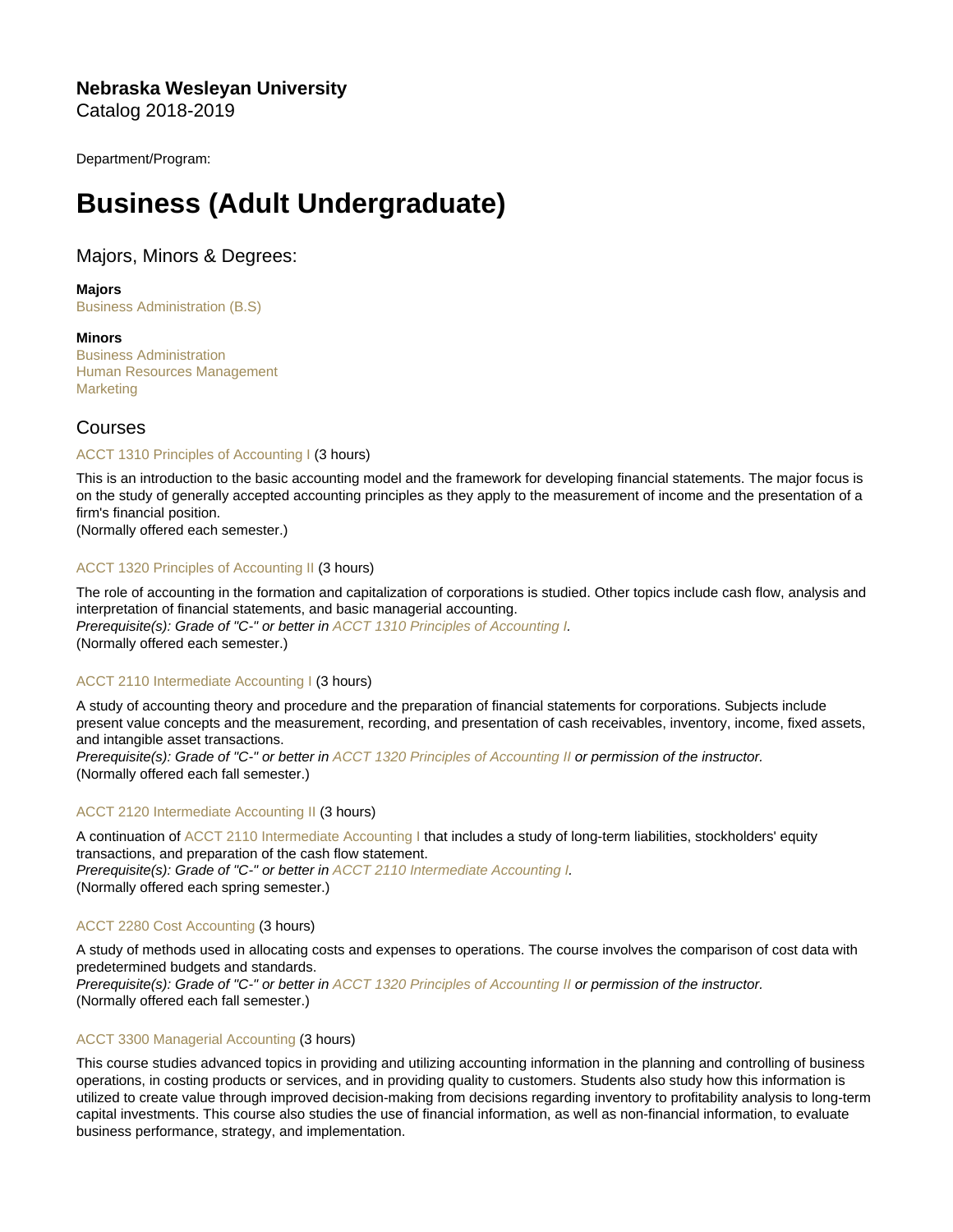**Nebraska Wesleyan University**
Catalog 2018-2019

Department/Program:

# Business (Adult Undergraduate)

## Majors, Minors & Degrees:

**Majors**
Business Administration (B.S)

**Minors**
Business Administration
Human Resources Management
Marketing

## Courses

ACCT 1310 Principles of Accounting I (3 hours)

This is an introduction to the basic accounting model and the framework for developing financial statements. The major focus is on the study of generally accepted accounting principles as they apply to the measurement of income and the presentation of a firm's financial position.
(Normally offered each semester.)

ACCT 1320 Principles of Accounting II (3 hours)

The role of accounting in the formation and capitalization of corporations is studied. Other topics include cash flow, analysis and interpretation of financial statements, and basic managerial accounting.
*Prerequisite(s): Grade of "C-" or better in ACCT 1310 Principles of Accounting I.*
(Normally offered each semester.)

ACCT 2110 Intermediate Accounting I (3 hours)

A study of accounting theory and procedure and the preparation of financial statements for corporations. Subjects include present value concepts and the measurement, recording, and presentation of cash receivables, inventory, income, fixed assets, and intangible asset transactions.
*Prerequisite(s): Grade of "C-" or better in ACCT 1320 Principles of Accounting II or permission of the instructor.*
(Normally offered each fall semester.)

ACCT 2120 Intermediate Accounting II (3 hours)

A continuation of ACCT 2110 Intermediate Accounting I that includes a study of long-term liabilities, stockholders' equity transactions, and preparation of the cash flow statement.
*Prerequisite(s): Grade of "C-" or better in ACCT 2110 Intermediate Accounting I.*
(Normally offered each spring semester.)

ACCT 2280 Cost Accounting (3 hours)

A study of methods used in allocating costs and expenses to operations. The course involves the comparison of cost data with predetermined budgets and standards.
*Prerequisite(s): Grade of "C-" or better in ACCT 1320 Principles of Accounting II or permission of the instructor.*
(Normally offered each fall semester.)

ACCT 3300 Managerial Accounting (3 hours)

This course studies advanced topics in providing and utilizing accounting information in the planning and controlling of business operations, in costing products or services, and in providing quality to customers. Students also study how this information is utilized to create value through improved decision-making from decisions regarding inventory to profitability analysis to long-term capital investments. This course also studies the use of financial information, as well as non-financial information, to evaluate business performance, strategy, and implementation.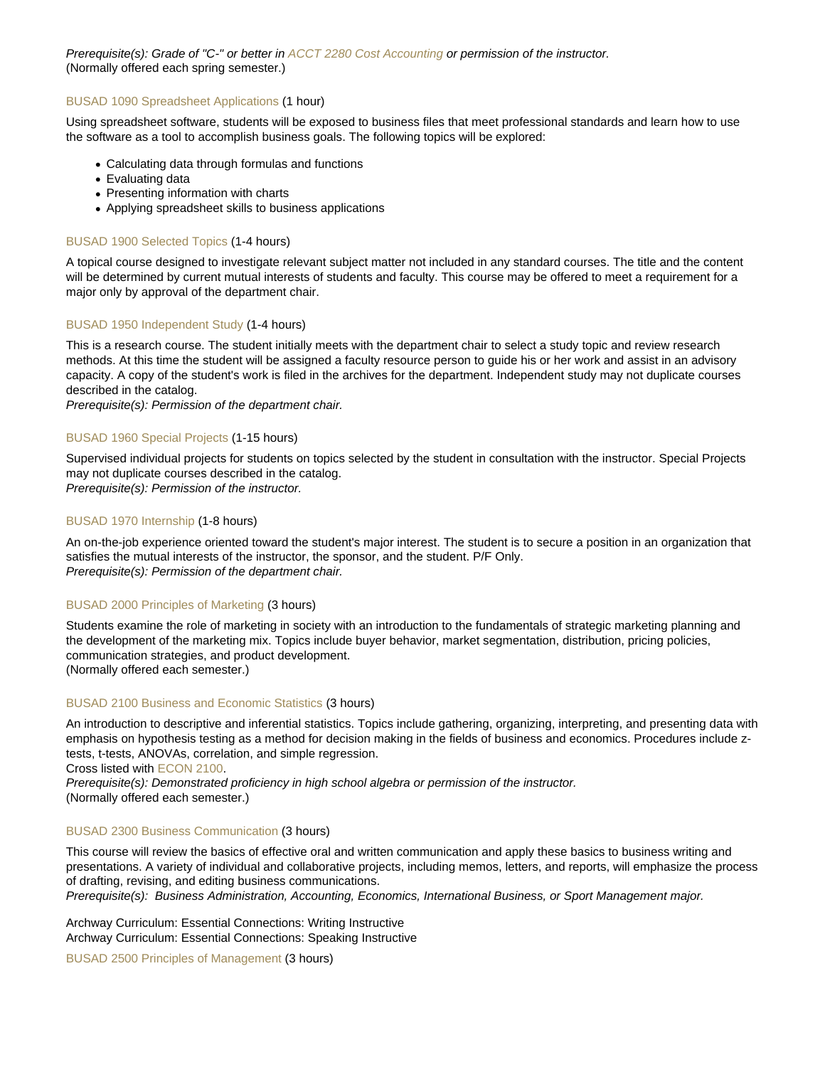*Prerequisite(s): Grade of "C-" or better in ACCT 2280 Cost Accounting or permission of the instructor.*
(Normally offered each spring semester.)

### BUSAD 1090 Spreadsheet Applications (1 hour)

Using spreadsheet software, students will be exposed to business files that meet professional standards and learn how to use the software as a tool to accomplish business goals. The following topics will be explored:

- Calculating data through formulas and functions
- Evaluating data
- Presenting information with charts
- Applying spreadsheet skills to business applications

### BUSAD 1900 Selected Topics (1-4 hours)

A topical course designed to investigate relevant subject matter not included in any standard courses. The title and the content will be determined by current mutual interests of students and faculty. This course may be offered to meet a requirement for a major only by approval of the department chair.

### BUSAD 1950 Independent Study (1-4 hours)

This is a research course. The student initially meets with the department chair to select a study topic and review research methods. At this time the student will be assigned a faculty resource person to guide his or her work and assist in an advisory capacity. A copy of the student's work is filed in the archives for the department. Independent study may not duplicate courses described in the catalog.
*Prerequisite(s): Permission of the department chair.*

### BUSAD 1960 Special Projects (1-15 hours)

Supervised individual projects for students on topics selected by the student in consultation with the instructor. Special Projects may not duplicate courses described in the catalog.
*Prerequisite(s): Permission of the instructor.*

### BUSAD 1970 Internship (1-8 hours)

An on-the-job experience oriented toward the student's major interest. The student is to secure a position in an organization that satisfies the mutual interests of the instructor, the sponsor, and the student. P/F Only.
*Prerequisite(s): Permission of the department chair.*

### BUSAD 2000 Principles of Marketing (3 hours)

Students examine the role of marketing in society with an introduction to the fundamentals of strategic marketing planning and the development of the marketing mix. Topics include buyer behavior, market segmentation, distribution, pricing policies, communication strategies, and product development.
(Normally offered each semester.)

### BUSAD 2100 Business and Economic Statistics (3 hours)

An introduction to descriptive and inferential statistics. Topics include gathering, organizing, interpreting, and presenting data with emphasis on hypothesis testing as a method for decision making in the fields of business and economics. Procedures include z-tests, t-tests, ANOVAs, correlation, and simple regression.
Cross listed with ECON 2100.
*Prerequisite(s): Demonstrated proficiency in high school algebra or permission of the instructor.*
(Normally offered each semester.)

### BUSAD 2300 Business Communication (3 hours)

This course will review the basics of effective oral and written communication and apply these basics to business writing and presentations. A variety of individual and collaborative projects, including memos, letters, and reports, will emphasize the process of drafting, revising, and editing business communications.
*Prerequisite(s): Business Administration, Accounting, Economics, International Business, or Sport Management major.*

Archway Curriculum: Essential Connections: Writing Instructive
Archway Curriculum: Essential Connections: Speaking Instructive

### BUSAD 2500 Principles of Management (3 hours)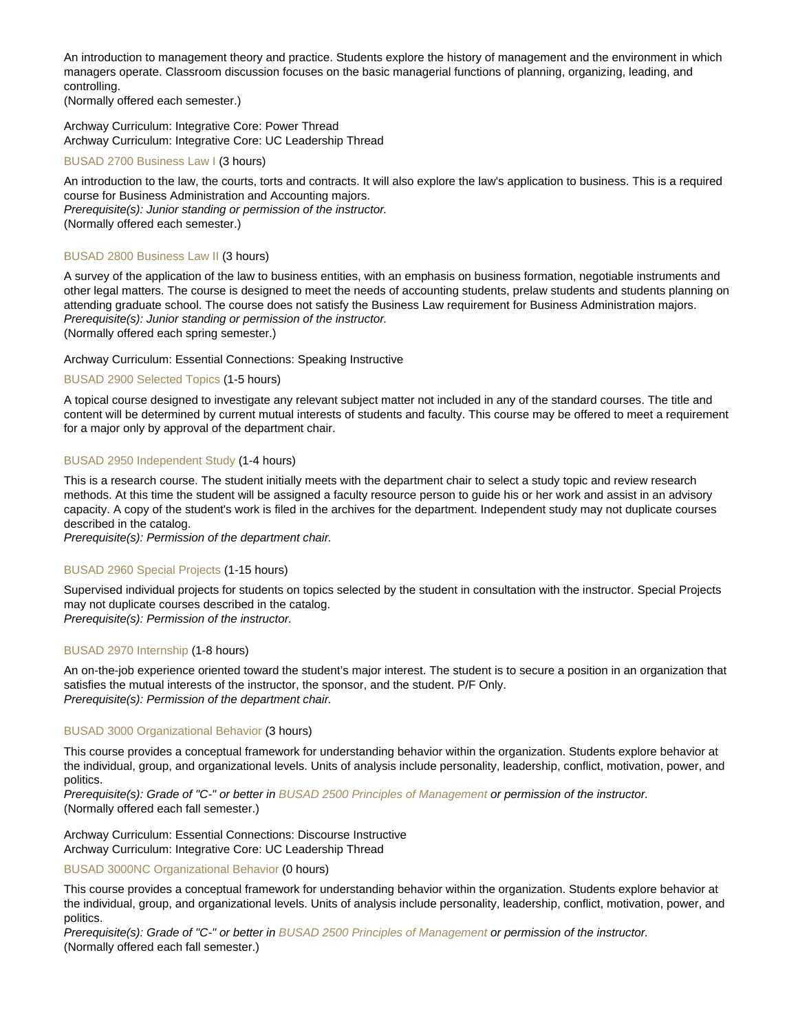An introduction to management theory and practice. Students explore the history of management and the environment in which managers operate. Classroom discussion focuses on the basic managerial functions of planning, organizing, leading, and controlling.
(Normally offered each semester.)

Archway Curriculum: Integrative Core: Power Thread
Archway Curriculum: Integrative Core: UC Leadership Thread

### BUSAD 2700 Business Law I (3 hours)

An introduction to the law, the courts, torts and contracts. It will also explore the law's application to business. This is a required course for Business Administration and Accounting majors.
*Prerequisite(s): Junior standing or permission of the instructor.*
(Normally offered each semester.)

### BUSAD 2800 Business Law II (3 hours)

A survey of the application of the law to business entities, with an emphasis on business formation, negotiable instruments and other legal matters. The course is designed to meet the needs of accounting students, prelaw students and students planning on attending graduate school. The course does not satisfy the Business Law requirement for Business Administration majors.
*Prerequisite(s): Junior standing or permission of the instructor.*
(Normally offered each spring semester.)

Archway Curriculum: Essential Connections: Speaking Instructive

### BUSAD 2900 Selected Topics (1-5 hours)

A topical course designed to investigate any relevant subject matter not included in any of the standard courses. The title and content will be determined by current mutual interests of students and faculty. This course may be offered to meet a requirement for a major only by approval of the department chair.

### BUSAD 2950 Independent Study (1-4 hours)

This is a research course. The student initially meets with the department chair to select a study topic and review research methods. At this time the student will be assigned a faculty resource person to guide his or her work and assist in an advisory capacity. A copy of the student's work is filed in the archives for the department. Independent study may not duplicate courses described in the catalog.
*Prerequisite(s): Permission of the department chair.*

### BUSAD 2960 Special Projects (1-15 hours)

Supervised individual projects for students on topics selected by the student in consultation with the instructor. Special Projects may not duplicate courses described in the catalog.
*Prerequisite(s): Permission of the instructor.*

### BUSAD 2970 Internship (1-8 hours)

An on-the-job experience oriented toward the student's major interest. The student is to secure a position in an organization that satisfies the mutual interests of the instructor, the sponsor, and the student. P/F Only.
*Prerequisite(s): Permission of the department chair.*

### BUSAD 3000 Organizational Behavior (3 hours)

This course provides a conceptual framework for understanding behavior within the organization. Students explore behavior at the individual, group, and organizational levels. Units of analysis include personality, leadership, conflict, motivation, power, and politics.
*Prerequisite(s): Grade of "C-" or better in BUSAD 2500 Principles of Management or permission of the instructor.*
(Normally offered each fall semester.)

Archway Curriculum: Essential Connections: Discourse Instructive
Archway Curriculum: Integrative Core: UC Leadership Thread

### BUSAD 3000NC Organizational Behavior (0 hours)

This course provides a conceptual framework for understanding behavior within the organization. Students explore behavior at the individual, group, and organizational levels. Units of analysis include personality, leadership, conflict, motivation, power, and politics.
*Prerequisite(s): Grade of "C-" or better in BUSAD 2500 Principles of Management or permission of the instructor.*
(Normally offered each fall semester.)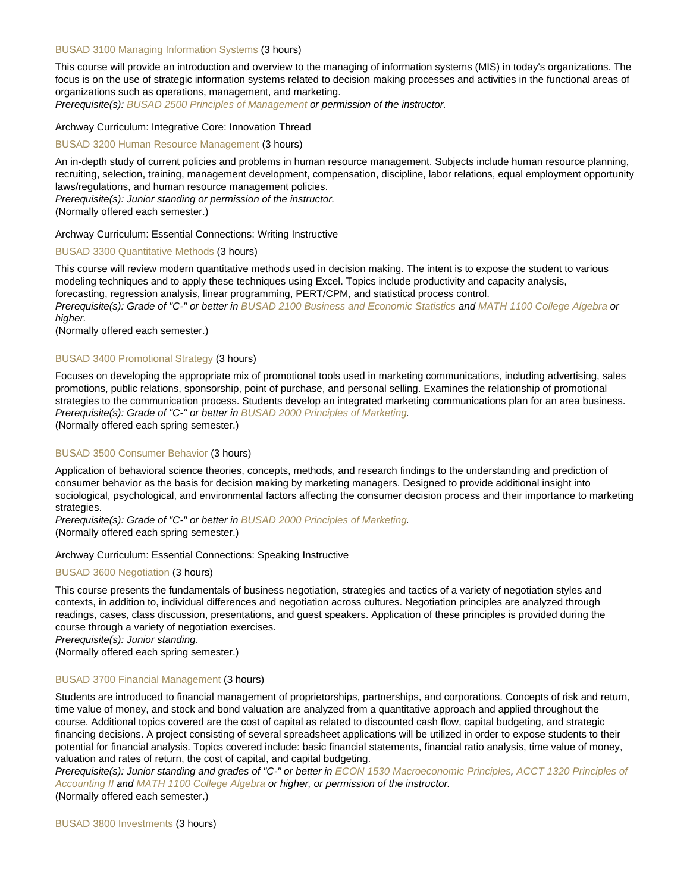### BUSAD 3100 Managing Information Systems (3 hours)

This course will provide an introduction and overview to the managing of information systems (MIS) in today's organizations. The focus is on the use of strategic information systems related to decision making processes and activities in the functional areas of organizations such as operations, management, and marketing.
*Prerequisite(s): BUSAD 2500 Principles of Management or permission of the instructor.*

Archway Curriculum: Integrative Core: Innovation Thread

### BUSAD 3200 Human Resource Management (3 hours)

An in-depth study of current policies and problems in human resource management. Subjects include human resource planning, recruiting, selection, training, management development, compensation, discipline, labor relations, equal employment opportunity laws/regulations, and human resource management policies.
*Prerequisite(s): Junior standing or permission of the instructor.*
(Normally offered each semester.)

Archway Curriculum: Essential Connections: Writing Instructive

### BUSAD 3300 Quantitative Methods (3 hours)

This course will review modern quantitative methods used in decision making. The intent is to expose the student to various modeling techniques and to apply these techniques using Excel. Topics include productivity and capacity analysis, forecasting, regression analysis, linear programming, PERT/CPM, and statistical process control.
*Prerequisite(s): Grade of "C-" or better in BUSAD 2100 Business and Economic Statistics and MATH 1100 College Algebra or higher.*
(Normally offered each semester.)

### BUSAD 3400 Promotional Strategy (3 hours)

Focuses on developing the appropriate mix of promotional tools used in marketing communications, including advertising, sales promotions, public relations, sponsorship, point of purchase, and personal selling. Examines the relationship of promotional strategies to the communication process. Students develop an integrated marketing communications plan for an area business.
*Prerequisite(s): Grade of "C-" or better in BUSAD 2000 Principles of Marketing.*
(Normally offered each spring semester.)

### BUSAD 3500 Consumer Behavior (3 hours)

Application of behavioral science theories, concepts, methods, and research findings to the understanding and prediction of consumer behavior as the basis for decision making by marketing managers. Designed to provide additional insight into sociological, psychological, and environmental factors affecting the consumer decision process and their importance to marketing strategies.
*Prerequisite(s): Grade of "C-" or better in BUSAD 2000 Principles of Marketing.*
(Normally offered each spring semester.)

Archway Curriculum: Essential Connections: Speaking Instructive

### BUSAD 3600 Negotiation (3 hours)

This course presents the fundamentals of business negotiation, strategies and tactics of a variety of negotiation styles and contexts, in addition to, individual differences and negotiation across cultures. Negotiation principles are analyzed through readings, cases, class discussion, presentations, and guest speakers. Application of these principles is provided during the course through a variety of negotiation exercises.
*Prerequisite(s): Junior standing.*
(Normally offered each spring semester.)

### BUSAD 3700 Financial Management (3 hours)

Students are introduced to financial management of proprietorships, partnerships, and corporations. Concepts of risk and return, time value of money, and stock and bond valuation are analyzed from a quantitative approach and applied throughout the course. Additional topics covered are the cost of capital as related to discounted cash flow, capital budgeting, and strategic financing decisions. A project consisting of several spreadsheet applications will be utilized in order to expose students to their potential for financial analysis. Topics covered include: basic financial statements, financial ratio analysis, time value of money, valuation and rates of return, the cost of capital, and capital budgeting.
*Prerequisite(s): Junior standing and grades of "C-" or better in ECON 1530 Macroeconomic Principles, ACCT 1320 Principles of Accounting II and MATH 1100 College Algebra or higher, or permission of the instructor.*
(Normally offered each semester.)

### BUSAD 3800 Investments (3 hours)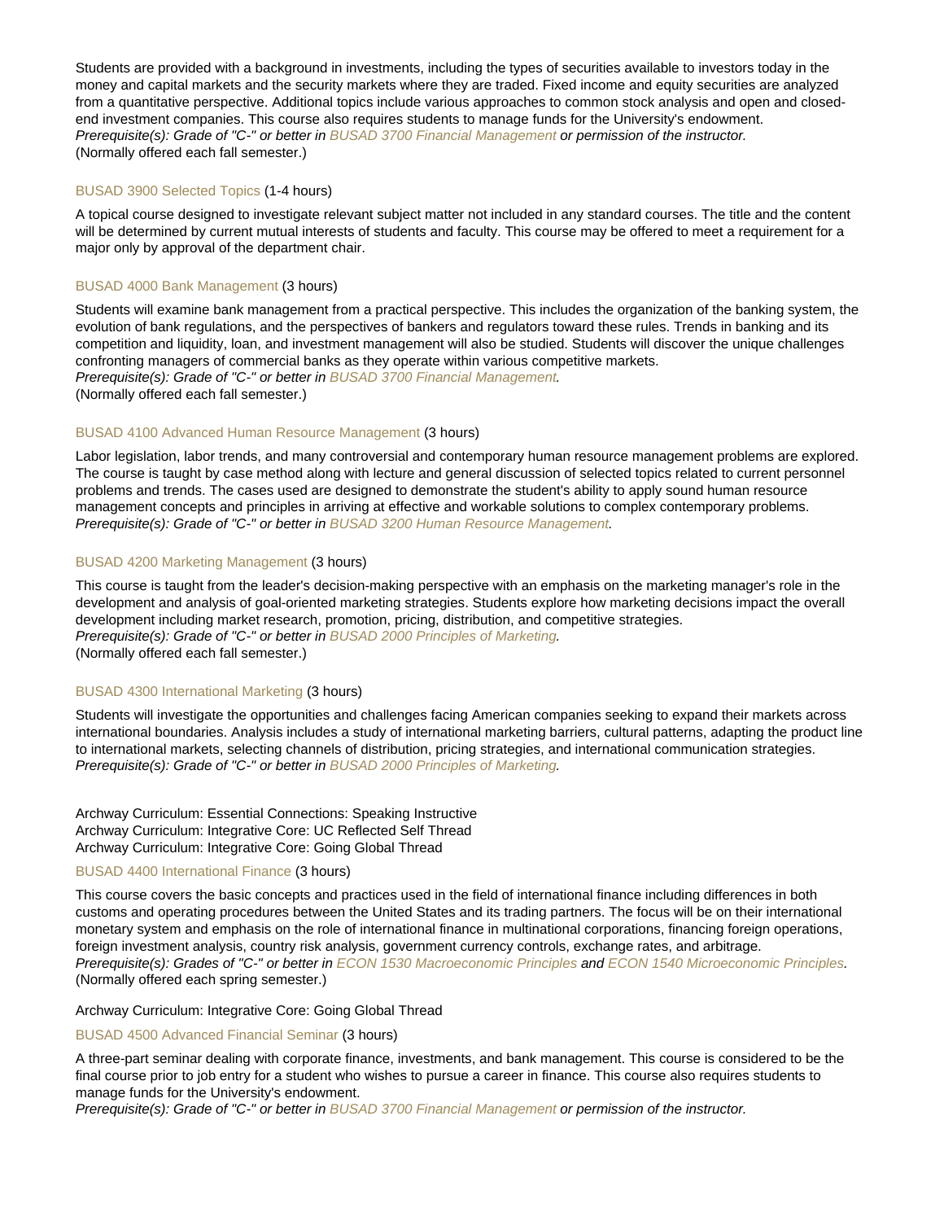Students are provided with a background in investments, including the types of securities available to investors today in the money and capital markets and the security markets where they are traded. Fixed income and equity securities are analyzed from a quantitative perspective. Additional topics include various approaches to common stock analysis and open and closed-end investment companies. This course also requires students to manage funds for the University's endowment.
*Prerequisite(s): Grade of "C-" or better in BUSAD 3700 Financial Management or permission of the instructor.*
(Normally offered each fall semester.)

### BUSAD 3900 Selected Topics (1-4 hours)

A topical course designed to investigate relevant subject matter not included in any standard courses. The title and the content will be determined by current mutual interests of students and faculty. This course may be offered to meet a requirement for a major only by approval of the department chair.

### BUSAD 4000 Bank Management (3 hours)

Students will examine bank management from a practical perspective. This includes the organization of the banking system, the evolution of bank regulations, and the perspectives of bankers and regulators toward these rules. Trends in banking and its competition and liquidity, loan, and investment management will also be studied. Students will discover the unique challenges confronting managers of commercial banks as they operate within various competitive markets.
*Prerequisite(s): Grade of "C-" or better in BUSAD 3700 Financial Management.*
(Normally offered each fall semester.)

### BUSAD 4100 Advanced Human Resource Management (3 hours)

Labor legislation, labor trends, and many controversial and contemporary human resource management problems are explored. The course is taught by case method along with lecture and general discussion of selected topics related to current personnel problems and trends. The cases used are designed to demonstrate the student's ability to apply sound human resource management concepts and principles in arriving at effective and workable solutions to complex contemporary problems.
*Prerequisite(s): Grade of "C-" or better in BUSAD 3200 Human Resource Management.*

### BUSAD 4200 Marketing Management (3 hours)

This course is taught from the leader's decision-making perspective with an emphasis on the marketing manager's role in the development and analysis of goal-oriented marketing strategies. Students explore how marketing decisions impact the overall development including market research, promotion, pricing, distribution, and competitive strategies.
*Prerequisite(s): Grade of "C-" or better in BUSAD 2000 Principles of Marketing.*
(Normally offered each fall semester.)

### BUSAD 4300 International Marketing (3 hours)

Students will investigate the opportunities and challenges facing American companies seeking to expand their markets across international boundaries. Analysis includes a study of international marketing barriers, cultural patterns, adapting the product line to international markets, selecting channels of distribution, pricing strategies, and international communication strategies.
*Prerequisite(s): Grade of "C-" or better in BUSAD 2000 Principles of Marketing.*

Archway Curriculum: Essential Connections: Speaking Instructive
Archway Curriculum: Integrative Core: UC Reflected Self Thread
Archway Curriculum: Integrative Core: Going Global Thread

### BUSAD 4400 International Finance (3 hours)

This course covers the basic concepts and practices used in the field of international finance including differences in both customs and operating procedures between the United States and its trading partners. The focus will be on their international monetary system and emphasis on the role of international finance in multinational corporations, financing foreign operations, foreign investment analysis, country risk analysis, government currency controls, exchange rates, and arbitrage.
*Prerequisite(s): Grades of "C-" or better in ECON 1530 Macroeconomic Principles and ECON 1540 Microeconomic Principles.*
(Normally offered each spring semester.)

Archway Curriculum: Integrative Core: Going Global Thread

### BUSAD 4500 Advanced Financial Seminar (3 hours)

A three-part seminar dealing with corporate finance, investments, and bank management. This course is considered to be the final course prior to job entry for a student who wishes to pursue a career in finance. This course also requires students to manage funds for the University's endowment.
*Prerequisite(s): Grade of "C-" or better in BUSAD 3700 Financial Management or permission of the instructor.*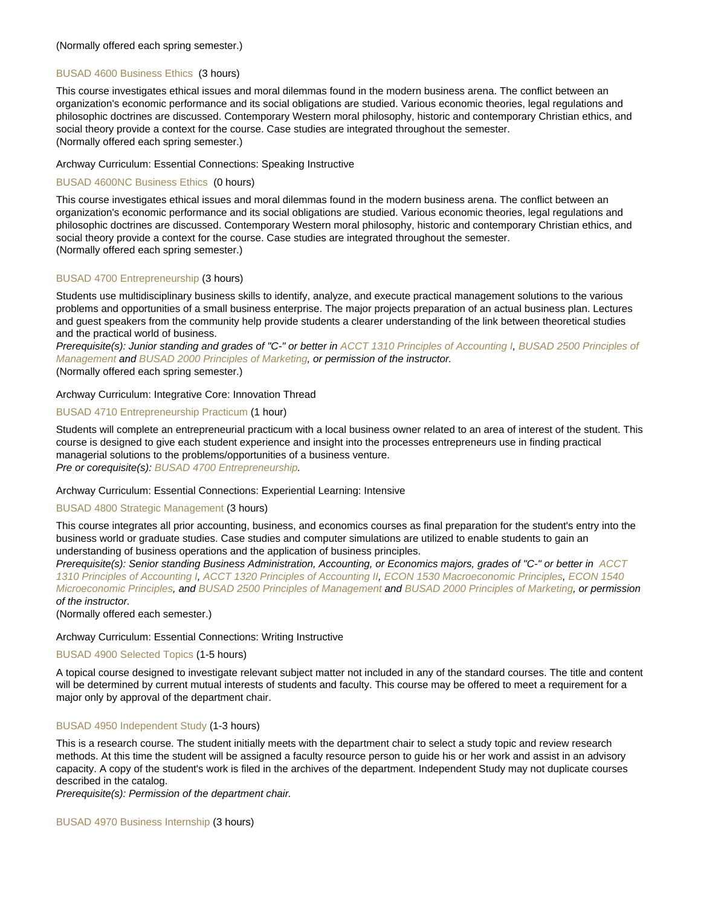(Normally offered each spring semester.)

### BUSAD 4600 Business Ethics (3 hours)

This course investigates ethical issues and moral dilemmas found in the modern business arena. The conflict between an organization's economic performance and its social obligations are studied. Various economic theories, legal regulations and philosophic doctrines are discussed. Contemporary Western moral philosophy, historic and contemporary Christian ethics, and social theory provide a context for the course. Case studies are integrated throughout the semester.
(Normally offered each spring semester.)

Archway Curriculum: Essential Connections: Speaking Instructive

### BUSAD 4600NC Business Ethics (0 hours)

This course investigates ethical issues and moral dilemmas found in the modern business arena. The conflict between an organization's economic performance and its social obligations are studied. Various economic theories, legal regulations and philosophic doctrines are discussed. Contemporary Western moral philosophy, historic and contemporary Christian ethics, and social theory provide a context for the course. Case studies are integrated throughout the semester.
(Normally offered each spring semester.)

### BUSAD 4700 Entrepreneurship (3 hours)

Students use multidisciplinary business skills to identify, analyze, and execute practical management solutions to the various problems and opportunities of a small business enterprise. The major projects preparation of an actual business plan. Lectures and guest speakers from the community help provide students a clearer understanding of the link between theoretical studies and the practical world of business.
*Prerequisite(s): Junior standing and grades of "C-" or better in ACCT 1310 Principles of Accounting I, BUSAD 2500 Principles of Management and BUSAD 2000 Principles of Marketing, or permission of the instructor.*
(Normally offered each spring semester.)

Archway Curriculum: Integrative Core: Innovation Thread

### BUSAD 4710 Entrepreneurship Practicum (1 hour)

Students will complete an entrepreneurial practicum with a local business owner related to an area of interest of the student. This course is designed to give each student experience and insight into the processes entrepreneurs use in finding practical managerial solutions to the problems/opportunities of a business venture.
*Pre or corequisite(s): BUSAD 4700 Entrepreneurship.*

Archway Curriculum: Essential Connections: Experiential Learning: Intensive

### BUSAD 4800 Strategic Management (3 hours)

This course integrates all prior accounting, business, and economics courses as final preparation for the student's entry into the business world or graduate studies. Case studies and computer simulations are utilized to enable students to gain an understanding of business operations and the application of business principles.
*Prerequisite(s): Senior standing Business Administration, Accounting, or Economics majors, grades of "C-" or better in ACCT 1310 Principles of Accounting I, ACCT 1320 Principles of Accounting II, ECON 1530 Macroeconomic Principles, ECON 1540 Microeconomic Principles, and BUSAD 2500 Principles of Management and BUSAD 2000 Principles of Marketing, or permission of the instructor.*
(Normally offered each semester.)

Archway Curriculum: Essential Connections: Writing Instructive

### BUSAD 4900 Selected Topics (1-5 hours)

A topical course designed to investigate relevant subject matter not included in any of the standard courses. The title and content will be determined by current mutual interests of students and faculty. This course may be offered to meet a requirement for a major only by approval of the department chair.

### BUSAD 4950 Independent Study (1-3 hours)

This is a research course. The student initially meets with the department chair to select a study topic and review research methods. At this time the student will be assigned a faculty resource person to guide his or her work and assist in an advisory capacity. A copy of the student's work is filed in the archives of the department. Independent Study may not duplicate courses described in the catalog.
*Prerequisite(s): Permission of the department chair.*

### BUSAD 4970 Business Internship (3 hours)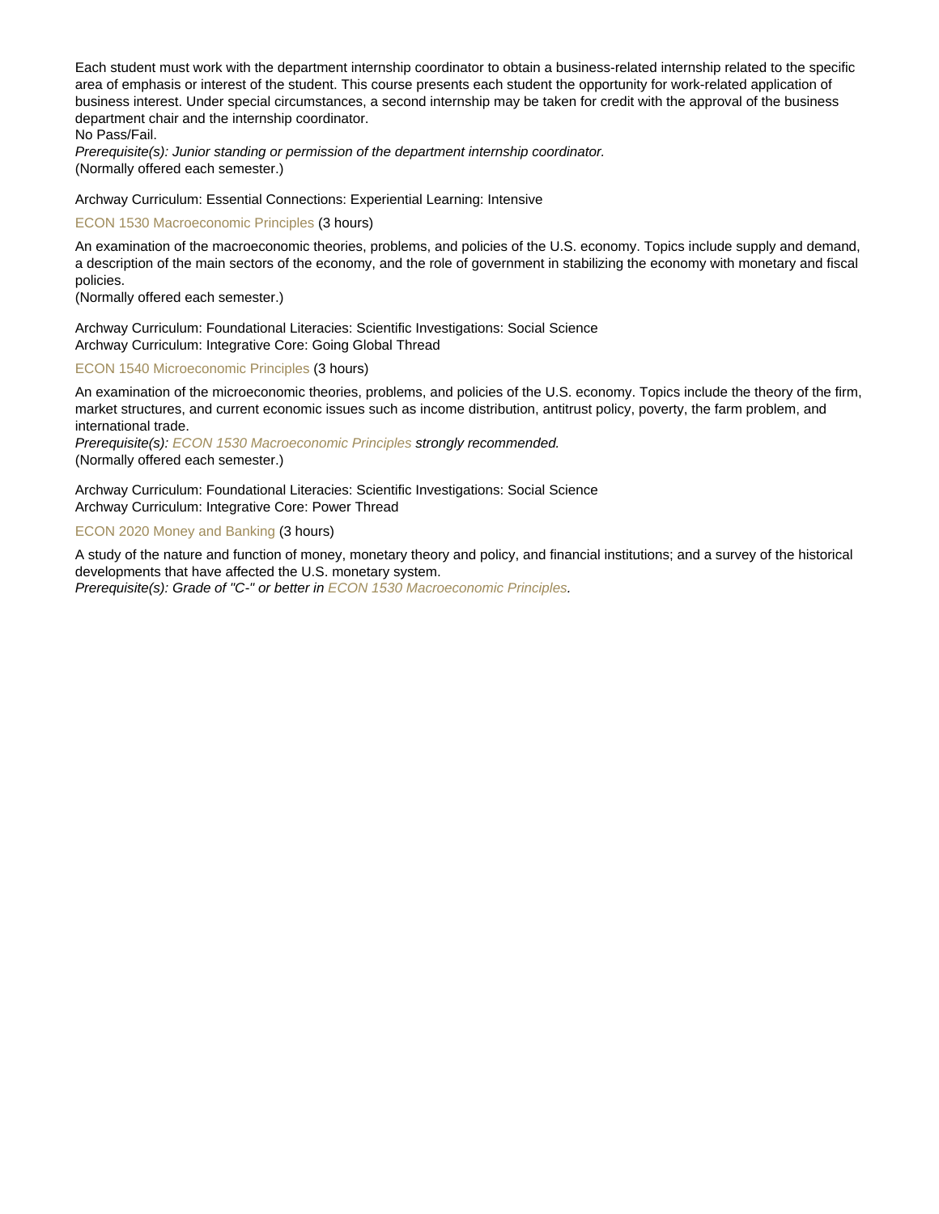Each student must work with the department internship coordinator to obtain a business-related internship related to the specific area of emphasis or interest of the student. This course presents each student the opportunity for work-related application of business interest. Under special circumstances, a second internship may be taken for credit with the approval of the business department chair and the internship coordinator.
No Pass/Fail.
*Prerequisite(s): Junior standing or permission of the department internship coordinator.*
(Normally offered each semester.)

Archway Curriculum: Essential Connections: Experiential Learning: Intensive

ECON 1530 Macroeconomic Principles (3 hours)

An examination of the macroeconomic theories, problems, and policies of the U.S. economy. Topics include supply and demand, a description of the main sectors of the economy, and the role of government in stabilizing the economy with monetary and fiscal policies.
(Normally offered each semester.)

Archway Curriculum: Foundational Literacies: Scientific Investigations: Social Science
Archway Curriculum: Integrative Core: Going Global Thread

ECON 1540 Microeconomic Principles (3 hours)

An examination of the microeconomic theories, problems, and policies of the U.S. economy. Topics include the theory of the firm, market structures, and current economic issues such as income distribution, antitrust policy, poverty, the farm problem, and international trade.
*Prerequisite(s): ECON 1530 Macroeconomic Principles strongly recommended.*
(Normally offered each semester.)

Archway Curriculum: Foundational Literacies: Scientific Investigations: Social Science
Archway Curriculum: Integrative Core: Power Thread

ECON 2020 Money and Banking (3 hours)

A study of the nature and function of money, monetary theory and policy, and financial institutions; and a survey of the historical developments that have affected the U.S. monetary system.
*Prerequisite(s): Grade of "C-" or better in ECON 1530 Macroeconomic Principles.*